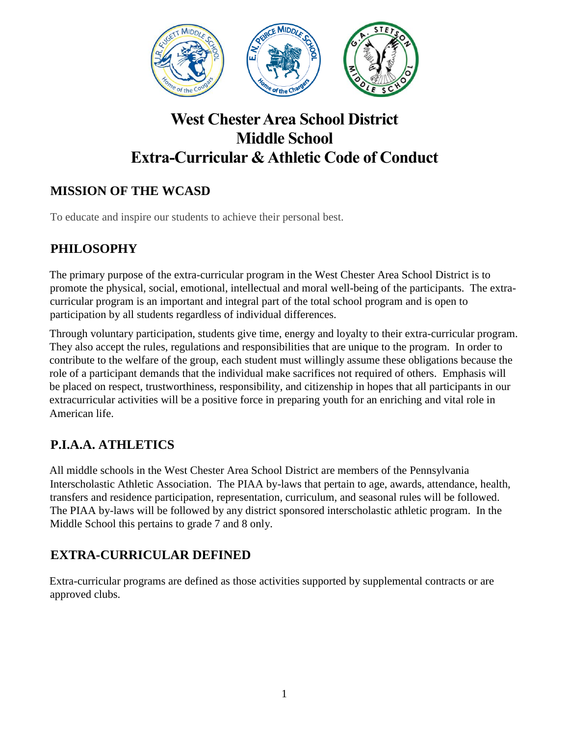# West Chester Area School District
# Middle School
# Extra-Curricular & Athletic Code of Conduct

## MISSION OF THE WCASD

To educate and inspire our students to achieve their personal best.

## PHILOSOPHY

The primary purpose of the extra-curricular program in the West Chester Area School District is to promote the physical, social, emotional, intellectual and moral well-being of the participants. The extra-curricular program is an important and integral part of the total school program and is open to participation by all students regardless of individual differences.

Through voluntary participation, students give time, energy and loyalty to their extra-curricular program. They also accept the rules, regulations and responsibilities that are unique to the program. In order to contribute to the welfare of the group, each student must willingly assume these obligations because the role of a participant demands that the individual make sacrifices not required of others. Emphasis will be placed on respect, trustworthiness, responsibility, and citizenship in hopes that all participants in our extracurricular activities will be a positive force in preparing youth for an enriching and vital role in American life.

## P.I.A.A. ATHLETICS

All middle schools in the West Chester Area School District are members of the Pennsylvania Interscholastic Athletic Association. The PIAA by-laws that pertain to age, awards, attendance, health, transfers and residence participation, representation, curriculum, and seasonal rules will be followed. The PIAA by-laws will be followed by any district sponsored interscholastic athletic program. In the Middle School this pertains to grade 7 and 8 only.

## EXTRA-CURRICULAR DEFINED

Extra-curricular programs are defined as those activities supported by supplemental contracts or are approved clubs.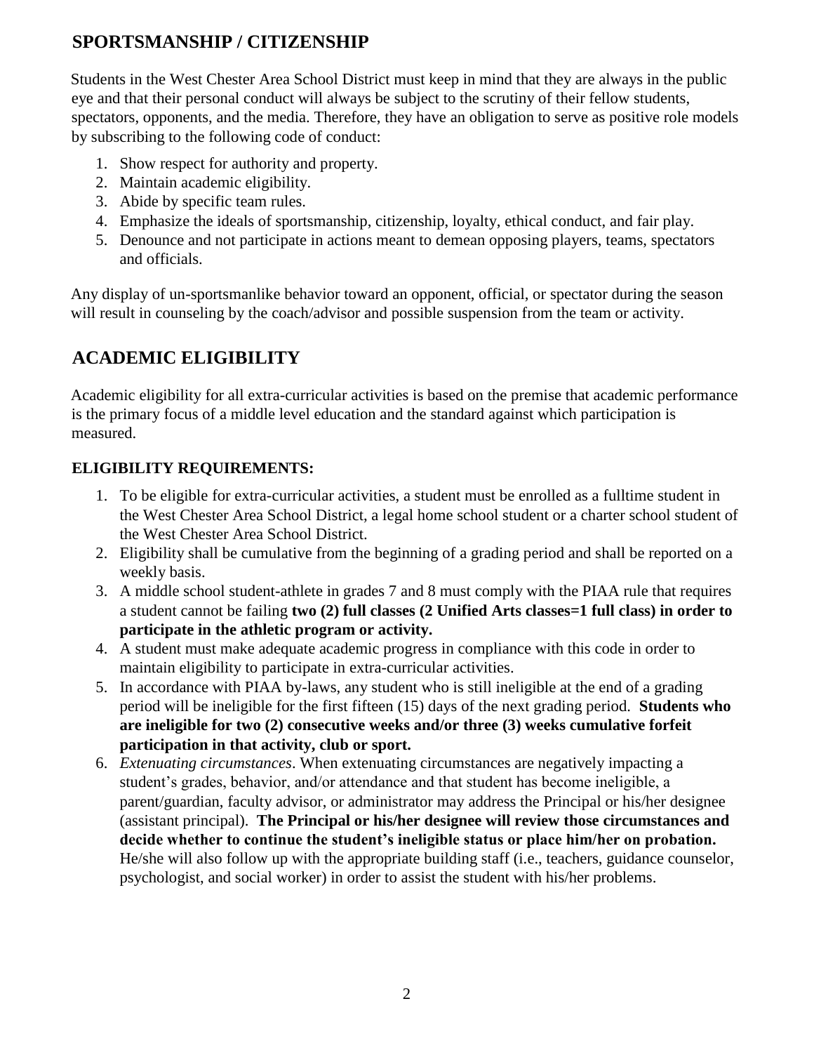## SPORTSMANSHIP / CITIZENSHIP

Students in the West Chester Area School District must keep in mind that they are always in the public eye and that their personal conduct will always be subject to the scrutiny of their fellow students, spectators, opponents, and the media. Therefore, they have an obligation to serve as positive role models by subscribing to the following code of conduct:

1. Show respect for authority and property.
2. Maintain academic eligibility.
3. Abide by specific team rules.
4. Emphasize the ideals of sportsmanship, citizenship, loyalty, ethical conduct, and fair play.
5. Denounce and not participate in actions meant to demean opposing players, teams, spectators and officials.

Any display of un-sportsmanlike behavior toward an opponent, official, or spectator during the season will result in counseling by the coach/advisor and possible suspension from the team or activity.

## ACADEMIC ELIGIBILITY

Academic eligibility for all extra-curricular activities is based on the premise that academic performance is the primary focus of a middle level education and the standard against which participation is measured.

### ELIGIBILITY REQUIREMENTS:

1. To be eligible for extra-curricular activities, a student must be enrolled as a fulltime student in the West Chester Area School District, a legal home school student or a charter school student of the West Chester Area School District.
2. Eligibility shall be cumulative from the beginning of a grading period and shall be reported on a weekly basis.
3. A middle school student-athlete in grades 7 and 8 must comply with the PIAA rule that requires a student cannot be failing **two (2) full classes (2 Unified Arts classes=1 full class) in order to participate in the athletic program or activity.**
4. A student must make adequate academic progress in compliance with this code in order to maintain eligibility to participate in extra-curricular activities.
5. In accordance with PIAA by-laws, any student who is still ineligible at the end of a grading period will be ineligible for the first fifteen (15) days of the next grading period. **Students who are ineligible for two (2) consecutive weeks and/or three (3) weeks cumulative forfeit participation in that activity, club or sport.**
6. *Extenuating circumstances*. When extenuating circumstances are negatively impacting a student's grades, behavior, and/or attendance and that student has become ineligible, a parent/guardian, faculty advisor, or administrator may address the Principal or his/her designee (assistant principal). **The Principal or his/her designee will review those circumstances and decide whether to continue the student's ineligible status or place him/her on probation.** He/she will also follow up with the appropriate building staff (i.e., teachers, guidance counselor, psychologist, and social worker) in order to assist the student with his/her problems.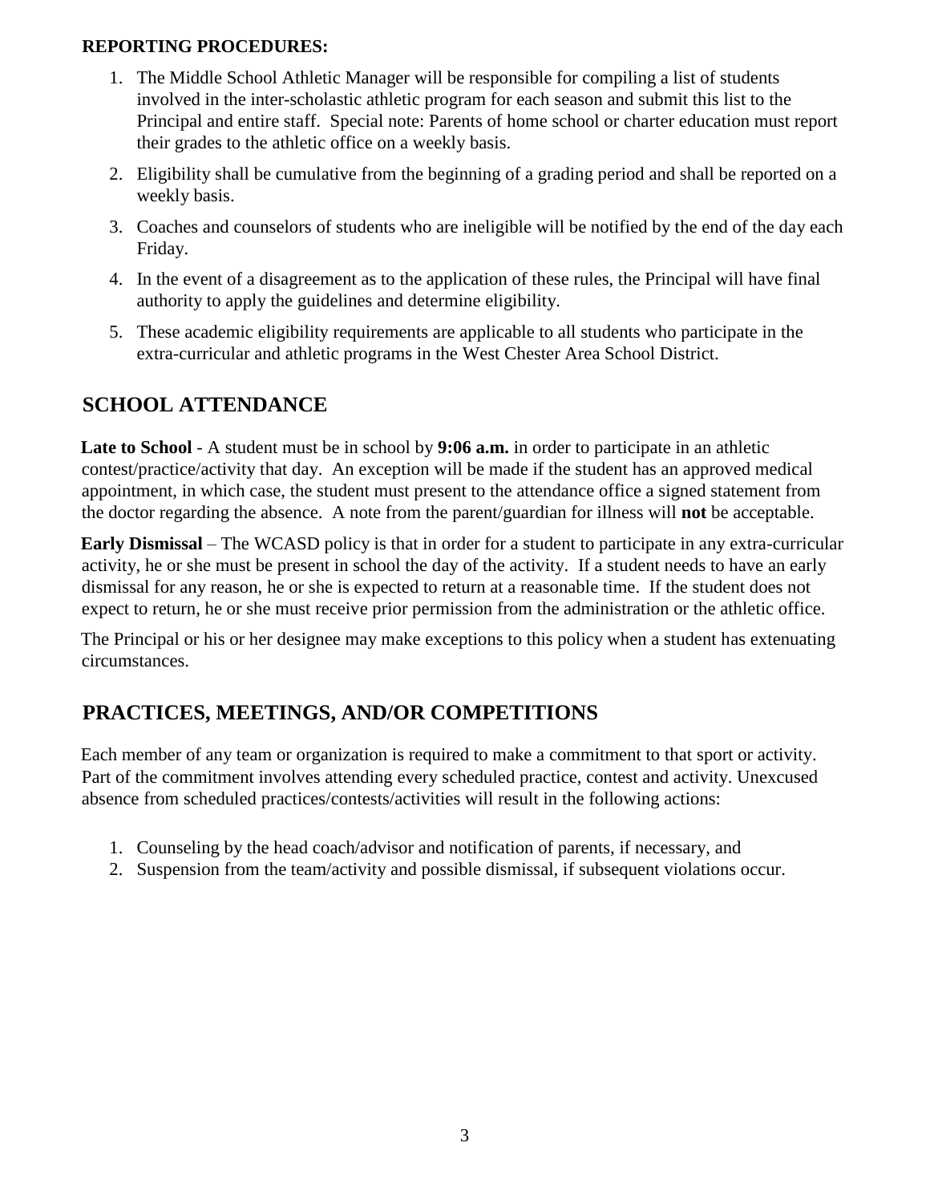**REPORTING PROCEDURES:**

1. The Middle School Athletic Manager will be responsible for compiling a list of students involved in the inter-scholastic athletic program for each season and submit this list to the Principal and entire staff. Special note: Parents of home school or charter education must report their grades to the athletic office on a weekly basis.
2. Eligibility shall be cumulative from the beginning of a grading period and shall be reported on a weekly basis.
3. Coaches and counselors of students who are ineligible will be notified by the end of the day each Friday.
4. In the event of a disagreement as to the application of these rules, the Principal will have final authority to apply the guidelines and determine eligibility.
5. These academic eligibility requirements are applicable to all students who participate in the extra-curricular and athletic programs in the West Chester Area School District.

## SCHOOL ATTENDANCE

**Late to School** - A student must be in school by **9:06 a.m.** in order to participate in an athletic contest/practice/activity that day. An exception will be made if the student has an approved medical appointment, in which case, the student must present to the attendance office a signed statement from the doctor regarding the absence. A note from the parent/guardian for illness will **not** be acceptable.

**Early Dismissal** – The WCASD policy is that in order for a student to participate in any extra-curricular activity, he or she must be present in school the day of the activity. If a student needs to have an early dismissal for any reason, he or she is expected to return at a reasonable time. If the student does not expect to return, he or she must receive prior permission from the administration or the athletic office.

The Principal or his or her designee may make exceptions to this policy when a student has extenuating circumstances.

## PRACTICES, MEETINGS, AND/OR COMPETITIONS

Each member of any team or organization is required to make a commitment to that sport or activity. Part of the commitment involves attending every scheduled practice, contest and activity. Unexcused absence from scheduled practices/contests/activities will result in the following actions:

1. Counseling by the head coach/advisor and notification of parents, if necessary, and
2. Suspension from the team/activity and possible dismissal, if subsequent violations occur.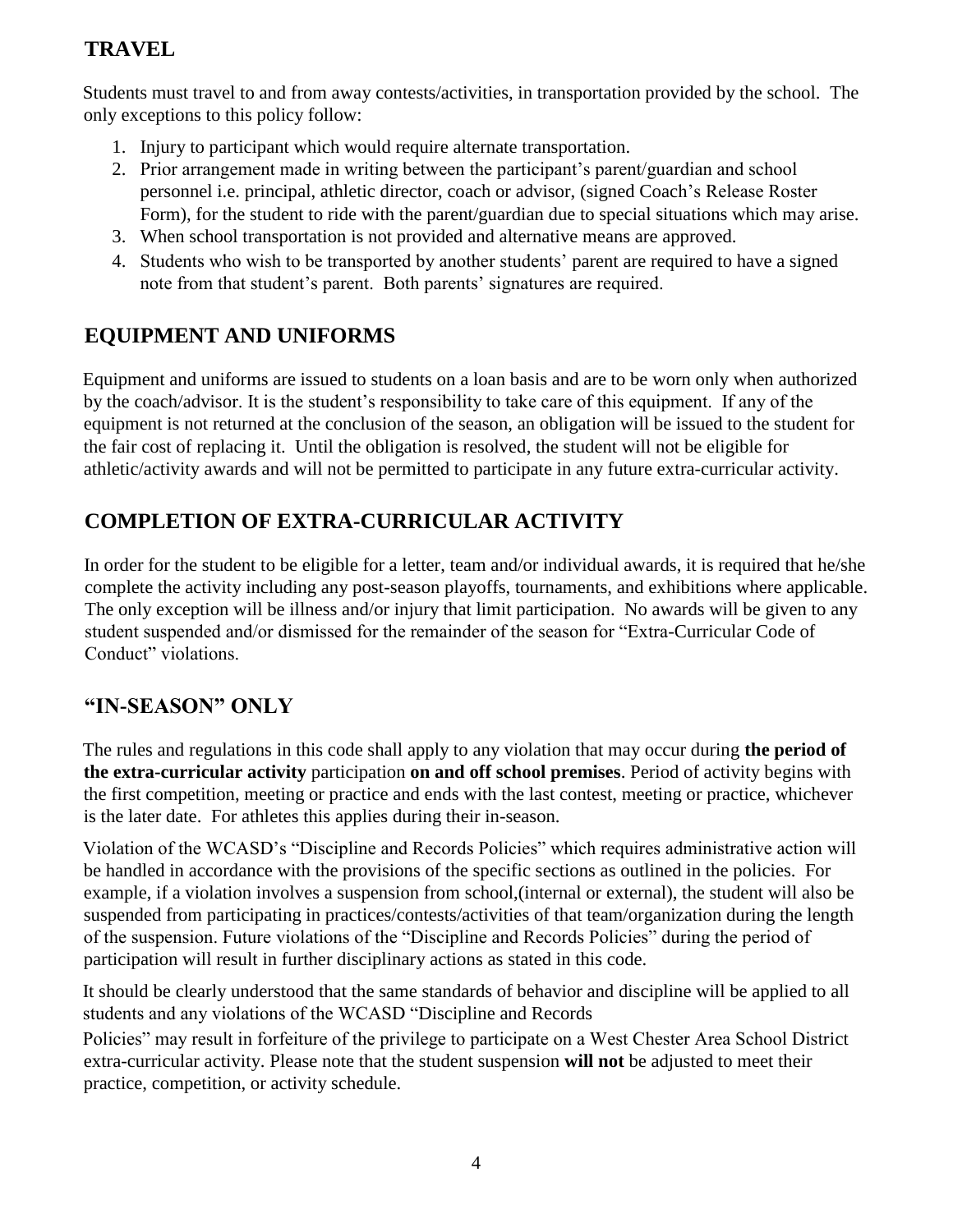## TRAVEL

Students must travel to and from away contests/activities, in transportation provided by the school. The only exceptions to this policy follow:

1. Injury to participant which would require alternate transportation.
2. Prior arrangement made in writing between the participant's parent/guardian and school personnel i.e. principal, athletic director, coach or advisor, (signed Coach's Release Roster Form), for the student to ride with the parent/guardian due to special situations which may arise.
3. When school transportation is not provided and alternative means are approved.
4. Students who wish to be transported by another students' parent are required to have a signed note from that student's parent. Both parents' signatures are required.

## EQUIPMENT AND UNIFORMS

Equipment and uniforms are issued to students on a loan basis and are to be worn only when authorized by the coach/advisor. It is the student's responsibility to take care of this equipment. If any of the equipment is not returned at the conclusion of the season, an obligation will be issued to the student for the fair cost of replacing it. Until the obligation is resolved, the student will not be eligible for athletic/activity awards and will not be permitted to participate in any future extra-curricular activity.

## COMPLETION OF EXTRA-CURRICULAR ACTIVITY

In order for the student to be eligible for a letter, team and/or individual awards, it is required that he/she complete the activity including any post-season playoffs, tournaments, and exhibitions where applicable. The only exception will be illness and/or injury that limit participation. No awards will be given to any student suspended and/or dismissed for the remainder of the season for "Extra-Curricular Code of Conduct" violations.

## "IN-SEASON" ONLY

The rules and regulations in this code shall apply to any violation that may occur during **the period of the extra-curricular activity** participation **on and off school premises**. Period of activity begins with the first competition, meeting or practice and ends with the last contest, meeting or practice, whichever is the later date. For athletes this applies during their in-season.

Violation of the WCASD's "Discipline and Records Policies" which requires administrative action will be handled in accordance with the provisions of the specific sections as outlined in the policies. For example, if a violation involves a suspension from school,(internal or external), the student will also be suspended from participating in practices/contests/activities of that team/organization during the length of the suspension. Future violations of the "Discipline and Records Policies" during the period of participation will result in further disciplinary actions as stated in this code.

It should be clearly understood that the same standards of behavior and discipline will be applied to all students and any violations of the WCASD "Discipline and Records Policies" may result in forfeiture of the privilege to participate on a West Chester Area School District extra-curricular activity. Please note that the student suspension **will not** be adjusted to meet their practice, competition, or activity schedule.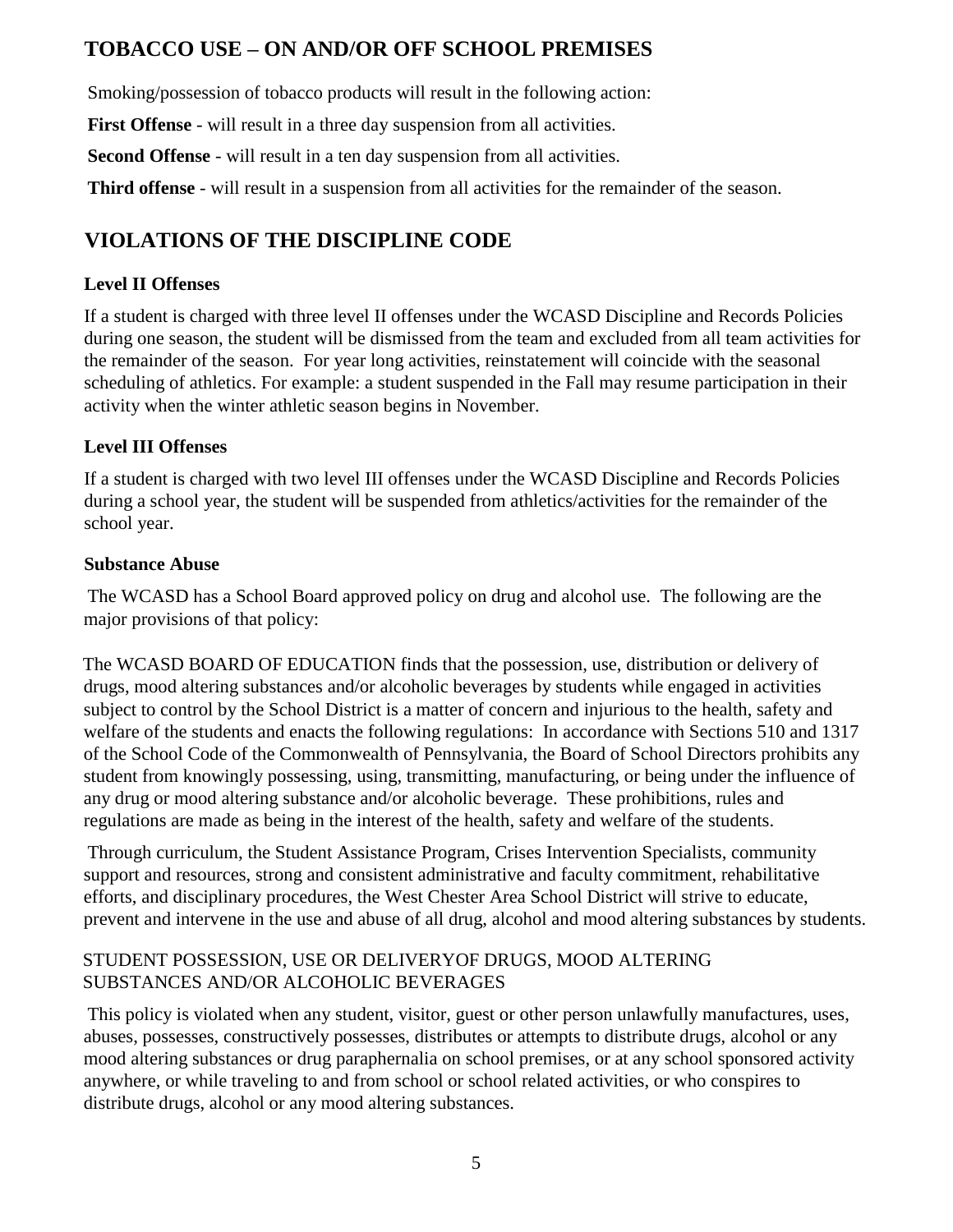## TOBACCO USE – ON AND/OR OFF SCHOOL PREMISES

Smoking/possession of tobacco products will result in the following action:

**First Offense** - will result in a three day suspension from all activities.

**Second Offense** - will result in a ten day suspension from all activities.

**Third offense** - will result in a suspension from all activities for the remainder of the season.

## VIOLATIONS OF THE DISCIPLINE CODE

### Level II Offenses

If a student is charged with three level II offenses under the WCASD Discipline and Records Policies during one season, the student will be dismissed from the team and excluded from all team activities for the remainder of the season. For year long activities, reinstatement will coincide with the seasonal scheduling of athletics. For example: a student suspended in the Fall may resume participation in their activity when the winter athletic season begins in November.

### Level III Offenses

If a student is charged with two level III offenses under the WCASD Discipline and Records Policies during a school year, the student will be suspended from athletics/activities for the remainder of the school year.

### Substance Abuse

The WCASD has a School Board approved policy on drug and alcohol use. The following are the major provisions of that policy:

The WCASD BOARD OF EDUCATION finds that the possession, use, distribution or delivery of drugs, mood altering substances and/or alcoholic beverages by students while engaged in activities subject to control by the School District is a matter of concern and injurious to the health, safety and welfare of the students and enacts the following regulations: In accordance with Sections 510 and 1317 of the School Code of the Commonwealth of Pennsylvania, the Board of School Directors prohibits any student from knowingly possessing, using, transmitting, manufacturing, or being under the influence of any drug or mood altering substance and/or alcoholic beverage. These prohibitions, rules and regulations are made as being in the interest of the health, safety and welfare of the students.

Through curriculum, the Student Assistance Program, Crises Intervention Specialists, community support and resources, strong and consistent administrative and faculty commitment, rehabilitative efforts, and disciplinary procedures, the West Chester Area School District will strive to educate, prevent and intervene in the use and abuse of all drug, alcohol and mood altering substances by students.

STUDENT POSSESSION, USE OR DELIVERYOF DRUGS, MOOD ALTERING SUBSTANCES AND/OR ALCOHOLIC BEVERAGES

This policy is violated when any student, visitor, guest or other person unlawfully manufactures, uses, abuses, possesses, constructively possesses, distributes or attempts to distribute drugs, alcohol or any mood altering substances or drug paraphernalia on school premises, or at any school sponsored activity anywhere, or while traveling to and from school or school related activities, or who conspires to distribute drugs, alcohol or any mood altering substances.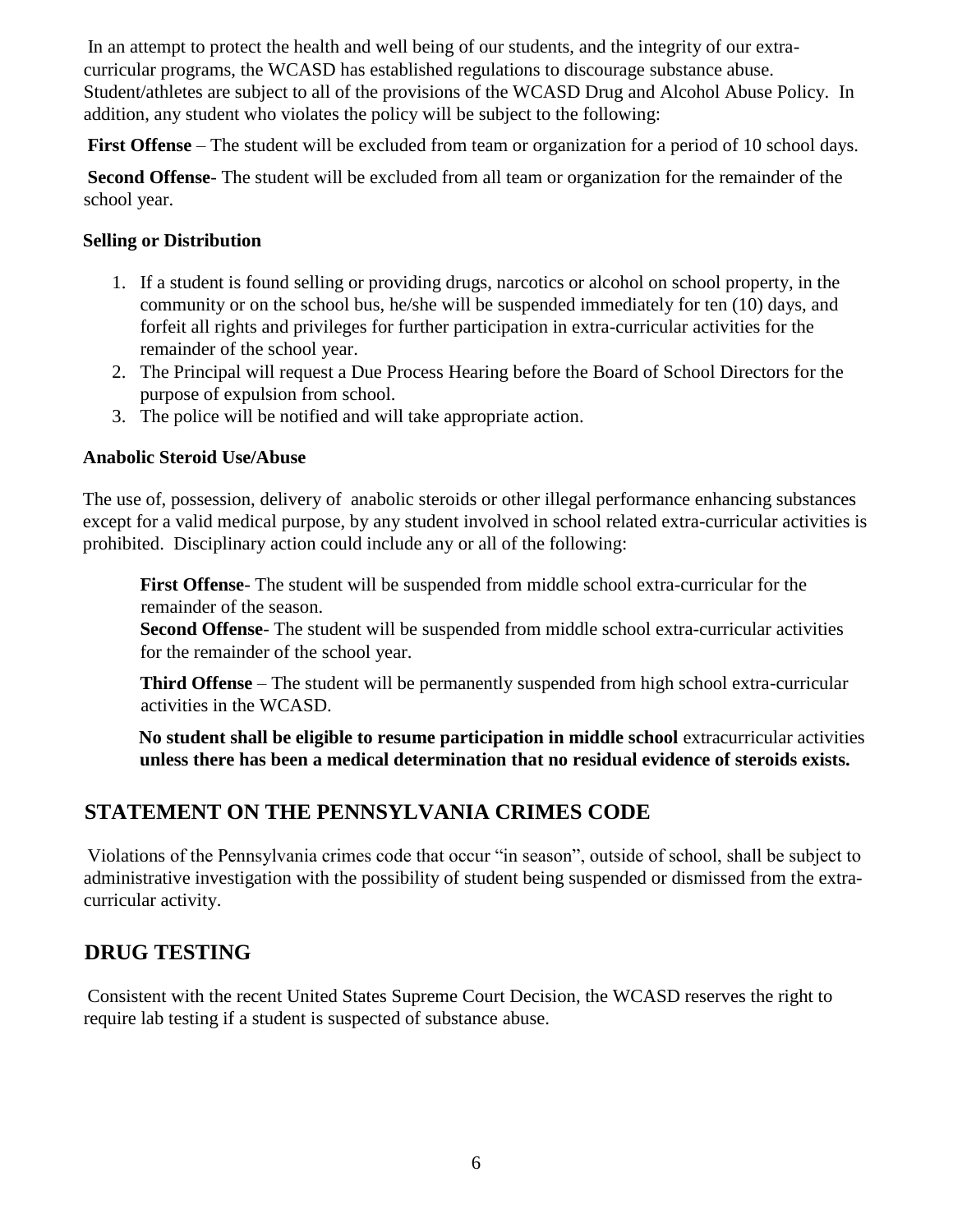In an attempt to protect the health and well being of our students, and the integrity of our extra-curricular programs, the WCASD has established regulations to discourage substance abuse. Student/athletes are subject to all of the provisions of the WCASD Drug and Alcohol Abuse Policy. In addition, any student who violates the policy will be subject to the following:

**First Offense** – The student will be excluded from team or organization for a period of 10 school days.

**Second Offense**- The student will be excluded from all team or organization for the remainder of the school year.

**Selling or Distribution**

1. If a student is found selling or providing drugs, narcotics or alcohol on school property, in the community or on the school bus, he/she will be suspended immediately for ten (10) days, and forfeit all rights and privileges for further participation in extra-curricular activities for the remainder of the school year.
2. The Principal will request a Due Process Hearing before the Board of School Directors for the purpose of expulsion from school.
3. The police will be notified and will take appropriate action.

**Anabolic Steroid Use/Abuse**

The use of, possession, delivery of anabolic steroids or other illegal performance enhancing substances except for a valid medical purpose, by any student involved in school related extra-curricular activities is prohibited. Disciplinary action could include any or all of the following:

**First Offense**- The student will be suspended from middle school extra-curricular for the remainder of the season.
**Second Offense**- The student will be suspended from middle school extra-curricular activities for the remainder of the school year.

**Third Offense** – The student will be permanently suspended from high school extra-curricular activities in the WCASD.

**No student shall be eligible to resume participation in middle school** extracurricular activities **unless there has been a medical determination that no residual evidence of steroids exists.**

## STATEMENT ON THE PENNSYLVANIA CRIMES CODE

Violations of the Pennsylvania crimes code that occur "in season", outside of school, shall be subject to administrative investigation with the possibility of student being suspended or dismissed from the extra-curricular activity.

## DRUG TESTING

Consistent with the recent United States Supreme Court Decision, the WCASD reserves the right to require lab testing if a student is suspected of substance abuse.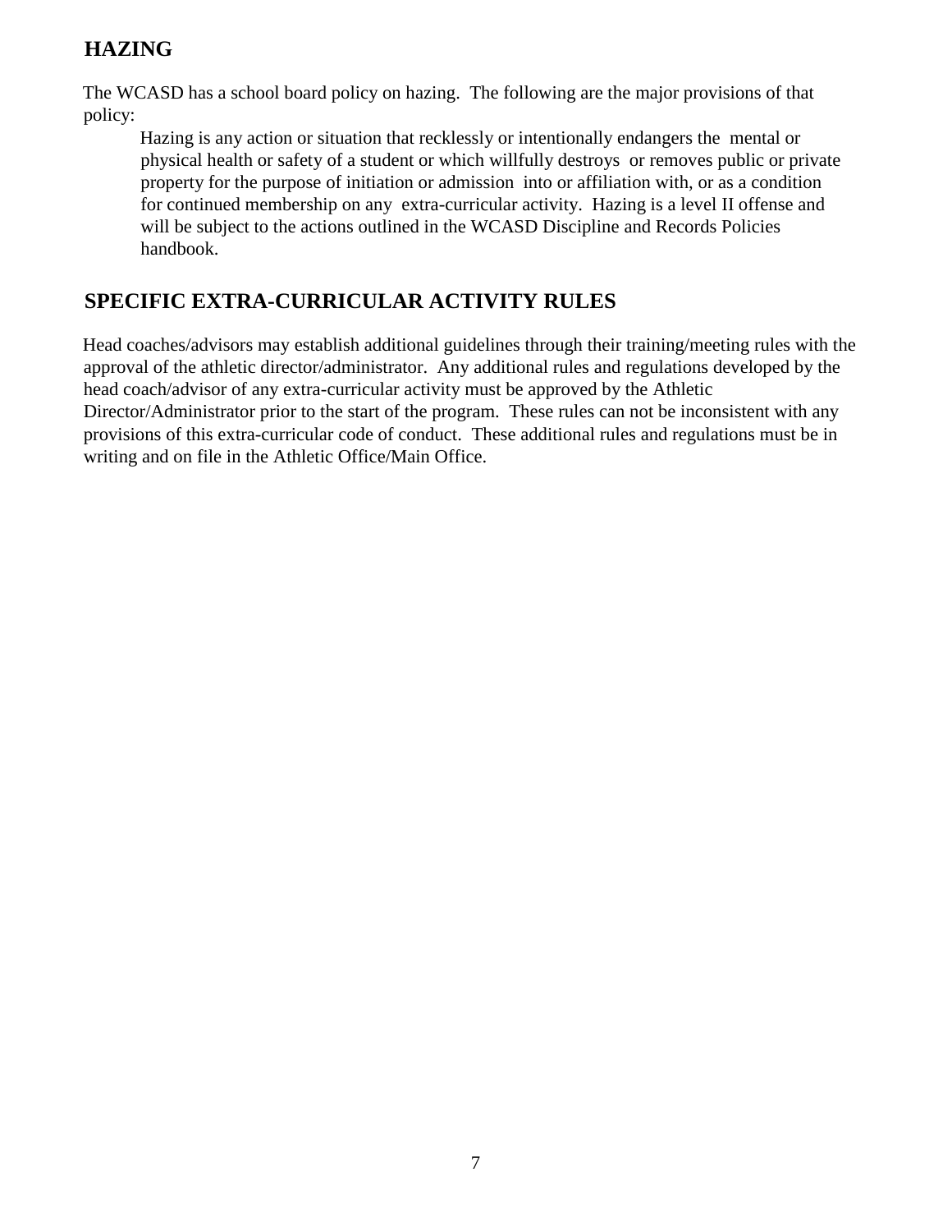## HAZING

The WCASD has a school board policy on hazing. The following are the major provisions of that policy:

> Hazing is any action or situation that recklessly or intentionally endangers the mental or physical health or safety of a student or which willfully destroys or removes public or private property for the purpose of initiation or admission into or affiliation with, or as a condition for continued membership on any extra-curricular activity. Hazing is a level II offense and will be subject to the actions outlined in the WCASD Discipline and Records Policies handbook.

## SPECIFIC EXTRA-CURRICULAR ACTIVITY RULES

Head coaches/advisors may establish additional guidelines through their training/meeting rules with the approval of the athletic director/administrator. Any additional rules and regulations developed by the head coach/advisor of any extra-curricular activity must be approved by the Athletic Director/Administrator prior to the start of the program. These rules can not be inconsistent with any provisions of this extra-curricular code of conduct. These additional rules and regulations must be in writing and on file in the Athletic Office/Main Office.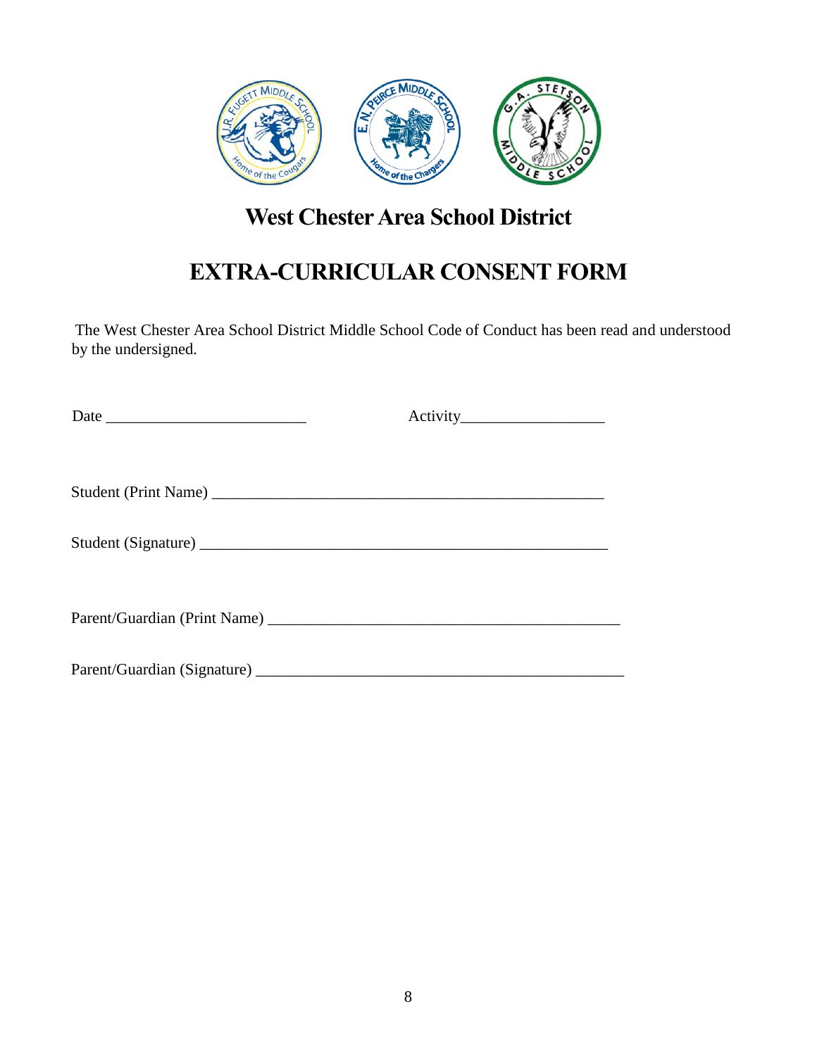# West Chester Area School District

## EXTRA-CURRICULAR CONSENT FORM

The West Chester Area School District Middle School Code of Conduct has been read and understood by the undersigned.

Date _________________________ Activity_________________

Student (Print Name) ___________________________________________________

Student (Signature) _____________________________________________________

Parent/Guardian (Print Name) ____________________________________________

Parent/Guardian (Signature) ______________________________________________